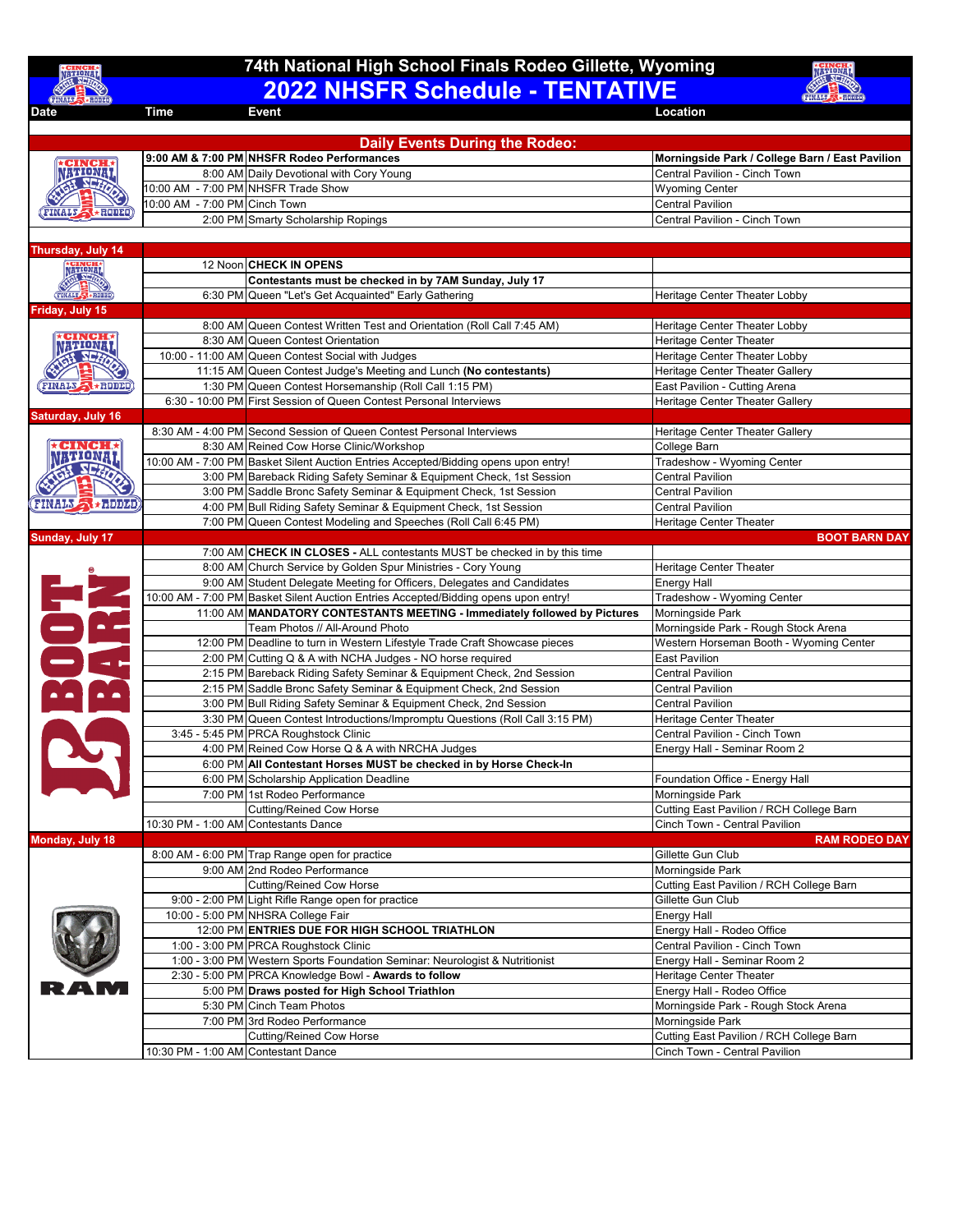# 74th National High School Finals Rodeo Gillette, Wyoming

# 2022 NHSFR Schedule - TENTATIVE

| Date | Time | Event | Location |
|---|---|---|---|
| **Daily Events During the Rodeo:** | | | |
| | **9:00 AM & 7:00 PM** | **NHSFR Rodeo Performances** | **Morningside Park / College Barn / East Pavilion** |
| | 8:00 AM | Daily Devotional with Cory Young | Central Pavilion - Cinch Town |
| | 10:00 AM - 7:00 PM | NHSFR Trade Show | Wyoming Center |
| | 10:00 AM - 7:00 PM | Cinch Town | Central Pavilion |
| | 2:00 PM | Smarty Scholarship Ropings | Central Pavilion - Cinch Town |
| **Thursday, July 14** | | | |
| | 12 Noon | **CHECK IN OPENS** | |
| | | **Contestants must be checked in by 7AM Sunday, July 17** | |
| | 6:30 PM | Queen "Let's Get Acquainted" Early Gathering | Heritage Center Theater Lobby |
| **Friday, July 15** | | | |
| | 8:00 AM | Queen Contest Written Test and Orientation (Roll Call 7:45 AM) | Heritage Center Theater Lobby |
| | 8:30 AM | Queen Contest Orientation | Heritage Center Theater |
| | 10:00 - 11:00 AM | Queen Contest Social with Judges | Heritage Center Theater Lobby |
| | 11:15 AM | Queen Contest Judge's Meeting and Lunch **(No contestants)** | Heritage Center Theater Gallery |
| | 1:30 PM | Queen Contest Horsemanship (Roll Call 1:15 PM) | East Pavilion - Cutting Arena |
| | 6:30 - 10:00 PM | First Session of Queen Contest Personal Interviews | Heritage Center Theater Gallery |
| **Saturday, July 16** | | | |
| | 8:30 AM - 4:00 PM | Second Session of Queen Contest Personal Interviews | Heritage Center Theater Gallery |
| | 8:30 AM | Reined Cow Horse Clinic/Workshop | College Barn |
| | 10:00 AM - 7:00 PM | Basket Silent Auction Entries Accepted/Bidding opens upon entry! | Tradeshow - Wyoming Center |
| | 3:00 PM | Bareback Riding Safety Seminar & Equipment Check, 1st Session | Central Pavilion |
| | 3:00 PM | Saddle Bronc Safety Seminar & Equipment Check, 1st Session | Central Pavilion |
| | 4:00 PM | Bull Riding Safety Seminar & Equipment Check, 1st Session | Central Pavilion |
| | 7:00 PM | Queen Contest Modeling and Speeches (Roll Call 6:45 PM) | Heritage Center Theater |
| **Sunday, July 17** | | | **BOOT BARN DAY** |
| | 7:00 AM | **CHECK IN CLOSES -** ALL contestants MUST be checked in by this time | |
| | 8:00 AM | Church Service by Golden Spur Ministries - Cory Young | Heritage Center Theater |
| | 9:00 AM | Student Delegate Meeting for Officers, Delegates and Candidates | Energy Hall |
| | 10:00 AM - 7:00 PM | Basket Silent Auction Entries Accepted/Bidding opens upon entry! | Tradeshow - Wyoming Center |
| | 11:00 AM | **MANDATORY CONTESTANTS MEETING - Immediately followed by Pictures** | Morningside Park |
| | | Team Photos // All-Around Photo | Morningside Park - Rough Stock Arena |
| | 12:00 PM | Deadline to turn in Western Lifestyle Trade Craft Showcase pieces | Western Horseman Booth - Wyoming Center |
| | 2:00 PM | Cutting Q & A with NCHA Judges - NO horse required | East Pavilion |
| | 2:15 PM | Bareback Riding Safety Seminar & Equipment Check, 2nd Session | Central Pavilion |
| | 2:15 PM | Saddle Bronc Safety Seminar & Equipment Check, 2nd Session | Central Pavilion |
| | 3:00 PM | Bull Riding Safety Seminar & Equipment Check, 2nd Session | Central Pavilion |
| | 3:30 PM | Queen Contest Introductions/Impromptu Questions (Roll Call 3:15 PM) | Heritage Center Theater |
| | 3:45 - 5:45 PM | PRCA Roughstock Clinic | Central Pavilion - Cinch Town |
| | 4:00 PM | Reined Cow Horse Q & A with NRCHA Judges | Energy Hall - Seminar Room 2 |
| | 6:00 PM | **All Contestant Horses MUST be checked in by Horse Check-In** | |
| | 6:00 PM | Scholarship Application Deadline | Foundation Office - Energy Hall |
| | 7:00 PM | 1st Rodeo Performance | Morningside Park |
| | | Cutting/Reined Cow Horse | Cutting East Pavilion / RCH College Barn |
| | 10:30 PM - 1:00 AM | Contestants Dance | Cinch Town - Central Pavilion |
| **Monday, July 18** | | | **RAM RODEO DAY** |
| | 8:00 AM - 6:00 PM | Trap Range open for practice | Gillette Gun Club |
| | 9:00 AM | 2nd Rodeo Performance | Morningside Park |
| | | Cutting/Reined Cow Horse | Cutting East Pavilion / RCH College Barn |
| | 9:00 - 2:00 PM | Light Rifle Range open for practice | Gillette Gun Club |
| | 10:00 - 5:00 PM | NHSRA College Fair | Energy Hall |
| | 12:00 PM | **ENTRIES DUE FOR HIGH SCHOOL TRIATHLON** | Energy Hall - Rodeo Office |
| | 1:00 - 3:00 PM | PRCA Roughstock Clinic | Central Pavilion - Cinch Town |
| | 1:00 - 3:00 PM | Western Sports Foundation Seminar: Neurologist & Nutritionist | Energy Hall - Seminar Room 2 |
| | 2:30 - 5:00 PM | PRCA Knowledge Bowl - **Awards to follow** | Heritage Center Theater |
| | 5:00 PM | **Draws posted for High School Triathlon** | Energy Hall - Rodeo Office |
| | 5:30 PM | Cinch Team Photos | Morningside Park - Rough Stock Arena |
| | 7:00 PM | 3rd Rodeo Performance | Morningside Park |
| | | Cutting/Reined Cow Horse | Cutting East Pavilion / RCH College Barn |
| | 10:30 PM - 1:00 AM | Contestant Dance | Cinch Town - Central Pavilion |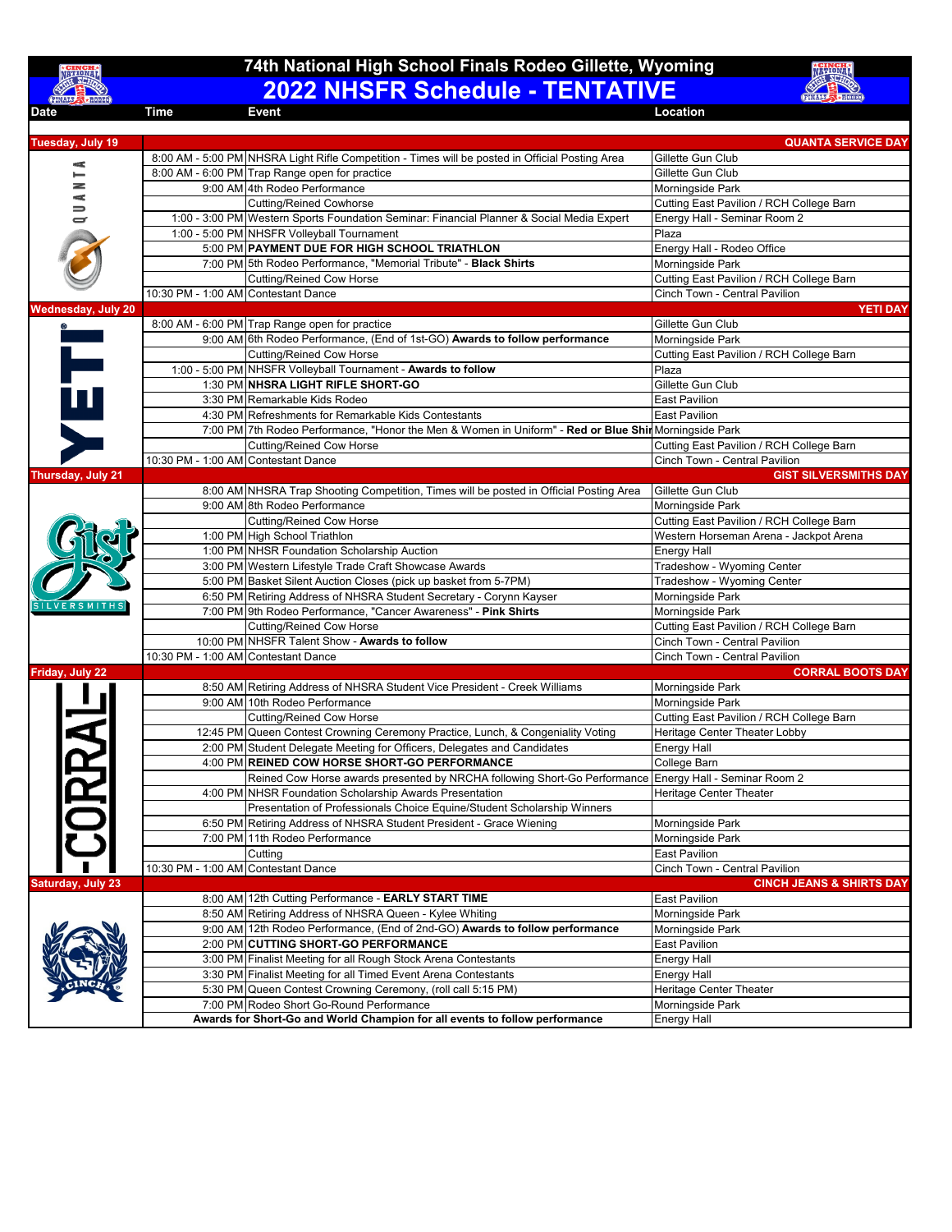# 74th National High School Finals Rodeo Gillette, Wyoming

## 2022 NHSFR Schedule - TENTATIVE

| Date | Time | Event | Location |
|---|---|---|---|
| **Tuesday, July 19** | | | **QUANTA SERVICE DAY** |
| | 8:00 AM - 5:00 PM | NHSRA Light Rifle Competition - Times will be posted in Official Posting Area | Gillette Gun Club |
| | 8:00 AM - 6:00 PM | Trap Range open for practice | Gillette Gun Club |
| | 9:00 AM | 4th Rodeo Performance | Morningside Park |
| | | Cutting/Reined Cowhorse | Cutting East Pavilion / RCH College Barn |
| | 1:00 - 3:00 PM | Western Sports Foundation Seminar: Financial Planner & Social Media Expert | Energy Hall - Seminar Room 2 |
| | 1:00 - 5:00 PM | NHSFR Volleyball Tournament | Plaza |
| | 5:00 PM | **PAYMENT DUE FOR HIGH SCHOOL TRIATHLON** | Energy Hall - Rodeo Office |
| | 7:00 PM | 5th Rodeo Performance, "Memorial Tribute" - **Black Shirts** | Morningside Park |
| | | Cutting/Reined Cow Horse | Cutting East Pavilion / RCH College Barn |
| | 10:30 PM - 1:00 AM | Contestant Dance | Cinch Town - Central Pavilion |
| **Wednesday, July 20** | | | **YETI DAY** |
| | 8:00 AM - 6:00 PM | Trap Range open for practice | Gillette Gun Club |
| | 9:00 AM | 6th Rodeo Performance, (End of 1st-GO) **Awards to follow performance** | Morningside Park |
| | | Cutting/Reined Cow Horse | Cutting East Pavilion / RCH College Barn |
| | 1:00 - 5:00 PM | NHSFR Volleyball Tournament - **Awards to follow** | Plaza |
| | 1:30 PM | **NHSRA LIGHT RIFLE SHORT-GO** | Gillette Gun Club |
| | 3:30 PM | Remarkable Kids Rodeo | East Pavilion |
| | 4:30 PM | Refreshments for Remarkable Kids Contestants | East Pavilion |
| | 7:00 PM | 7th Rodeo Performance, "Honor the Men & Women in Uniform" - **Red or Blue Shir** | Morningside Park |
| | | Cutting/Reined Cow Horse | Cutting East Pavilion / RCH College Barn |
| | 10:30 PM - 1:00 AM | Contestant Dance | Cinch Town - Central Pavilion |
| **Thursday, July 21** | | | **GIST SILVERSMITHS DAY** |
| | 8:00 AM | NHSRA Trap Shooting Competition, Times will be posted in Official Posting Area | Gillette Gun Club |
| | 9:00 AM | 8th Rodeo Performance | Morningside Park |
| | | Cutting/Reined Cow Horse | Cutting East Pavilion / RCH College Barn |
| | 1:00 PM | High School Triathlon | Western Horseman Arena - Jackpot Arena |
| | 1:00 PM | NHSR Foundation Scholarship Auction | Energy Hall |
| | 3:00 PM | Western Lifestyle Trade Craft Showcase Awards | Tradeshow - Wyoming Center |
| | 5:00 PM | Basket Silent Auction Closes (pick up basket from 5-7PM) | Tradeshow - Wyoming Center |
| | 6:50 PM | Retiring Address of NHSRA Student Secretary - Corynn Kayser | Morningside Park |
| | 7:00 PM | 9th Rodeo Performance, "Cancer Awareness" - **Pink Shirts** | Morningside Park |
| | | Cutting/Reined Cow Horse | Cutting East Pavilion / RCH College Barn |
| | 10:00 PM | NHSFR Talent Show - **Awards to follow** | Cinch Town - Central Pavilion |
| | 10:30 PM - 1:00 AM | Contestant Dance | Cinch Town - Central Pavilion |
| **Friday, July 22** | | | **CORRAL BOOTS DAY** |
| | 8:50 AM | Retiring Address of NHSRA Student Vice President - Creek Williams | Morningside Park |
| | 9:00 AM | 10th Rodeo Performance | Morningside Park |
| | | Cutting/Reined Cow Horse | Cutting East Pavilion / RCH College Barn |
| | 12:45 PM | Queen Contest Crowning Ceremony Practice, Lunch, & Congeniality Voting | Heritage Center Theater Lobby |
| | 2:00 PM | Student Delegate Meeting for Officers, Delegates and Candidates | Energy Hall |
| | 4:00 PM | **REINED COW HORSE SHORT-GO PERFORMANCE** | College Barn |
| | | Reined Cow Horse awards presented by NRCHA following Short-Go Performance | Energy Hall - Seminar Room 2 |
| | 4:00 PM | NHSR Foundation Scholarship Awards Presentation | Heritage Center Theater |
| | | Presentation of Professionals Choice Equine/Student Scholarship Winners | |
| | 6:50 PM | Retiring Address of NHSRA Student President - Grace Wiening | Morningside Park |
| | 7:00 PM | 11th Rodeo Performance | Morningside Park |
| | | Cutting | East Pavilion |
| | 10:30 PM - 1:00 AM | Contestant Dance | Cinch Town - Central Pavilion |
| **Saturday, July 23** | | | **CINCH JEANS & SHIRTS DAY** |
| | 8:00 AM | 12th Cutting Performance - **EARLY START TIME** | East Pavilion |
| | 8:50 AM | Retiring Address of NHSRA Queen - Kylee Whiting | Morningside Park |
| | 9:00 AM | 12th Rodeo Performance, (End of 2nd-GO) **Awards to follow performance** | Morningside Park |
| | 2:00 PM | **CUTTING SHORT-GO PERFORMANCE** | East Pavilion |
| | 3:00 PM | Finalist Meeting for all Rough Stock Arena Contestants | Energy Hall |
| | 3:30 PM | Finalist Meeting for all Timed Event Arena Contestants | Energy Hall |
| | 5:30 PM | Queen Contest Crowning Ceremony, (roll call 5:15 PM) | Heritage Center Theater |
| | 7:00 PM | Rodeo Short Go-Round Performance | Morningside Park |
| | | **Awards for Short-Go and World Champion for all events to follow performance** | Energy Hall |